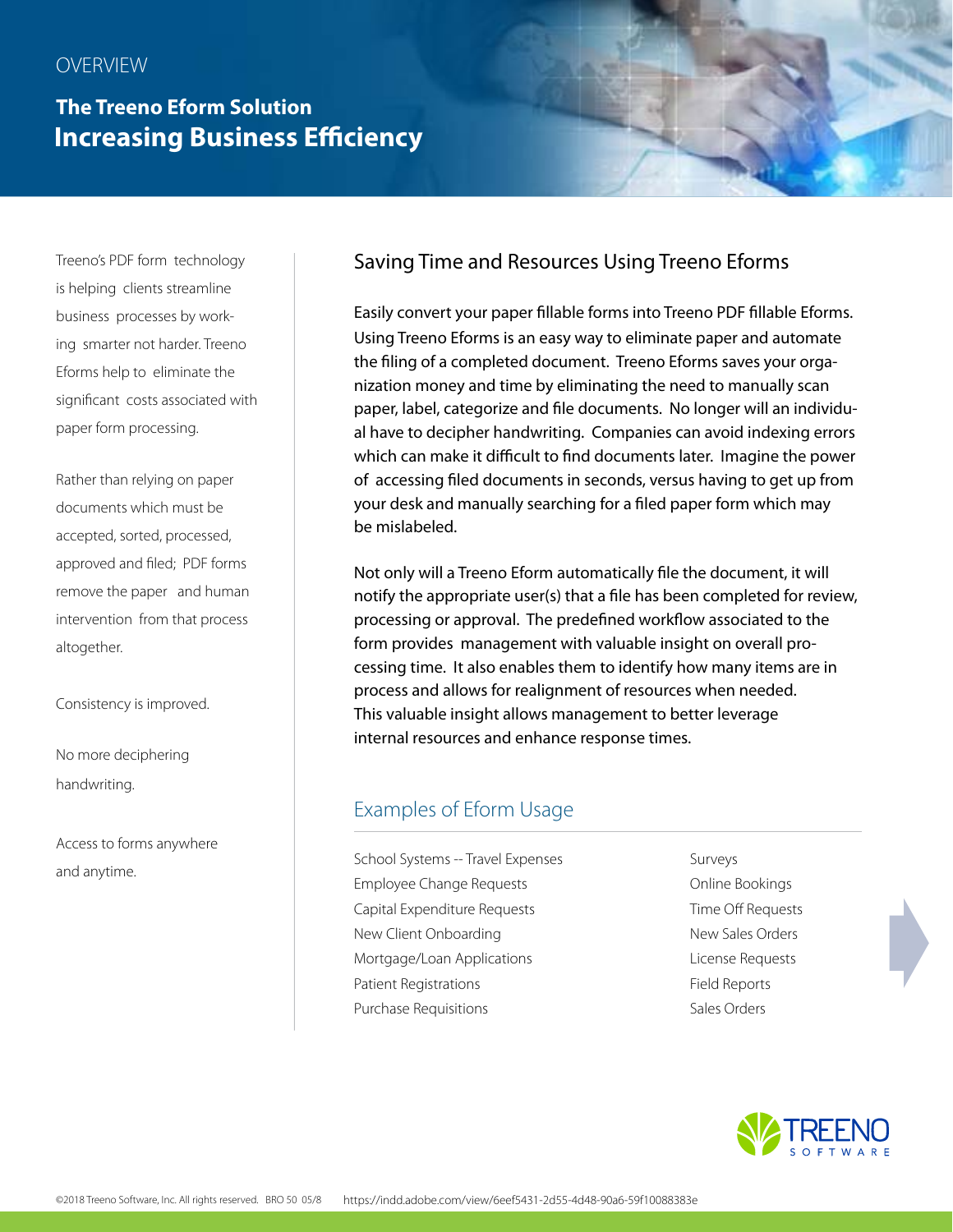OVERVIEW

## The Treeno Eform Solution

# Increasing Business Efficiency

Treeno's PDF form technology is helping clients streamline business processes by working smarter not harder. Treeno Eforms help to eliminate the significant costs associated with paper form processing.

Rather than relying on paper documents which must be accepted, sorted, processed, approved and filed; PDF forms remove the paper and human intervention from that process altogether.

Consistency is improved.

No more deciphering handwriting.

Access to forms anywhere and anytime.

## Saving Time and Resources Using Treeno Eforms

Easily convert your paper fillable forms into Treeno PDF fillable Eforms. Using Treeno Eforms is an easy way to eliminate paper and automate the filing of a completed document. Treeno Eforms saves your organization money and time by eliminating the need to manually scan paper, label, categorize and file documents. No longer will an individual have to decipher handwriting. Companies can avoid indexing errors which can make it difficult to find documents later. Imagine the power of accessing filed documents in seconds, versus having to get up from your desk and manually searching for a filed paper form which may be mislabeled.

Not only will a Treeno Eform automatically file the document, it will notify the appropriate user(s) that a file has been completed for review, processing or approval. The predefined workflow associated to the form provides management with valuable insight on overall processing time. It also enables them to identify how many items are in process and allows for realignment of resources when needed. This valuable insight allows management to better leverage internal resources and enhance response times.

## Examples of Eform Usage

- School Systems -- Travel Expenses
- Employee Change Requests
- Capital Expenditure Requests
- New Client Onboarding
- Mortgage/Loan Applications
- Patient Registrations
- Purchase Requisitions
- Surveys
- Online Bookings
- Time Off Requests
- New Sales Orders
- License Requests
- Field Reports
- Sales Orders

TREENO SOFTWARE

©2018 Treeno Software, Inc. All rights reserved. BRO 50 05/8 https://indd.adobe.com/view/6eef5431-2d55-4d48-90a6-59f10088383e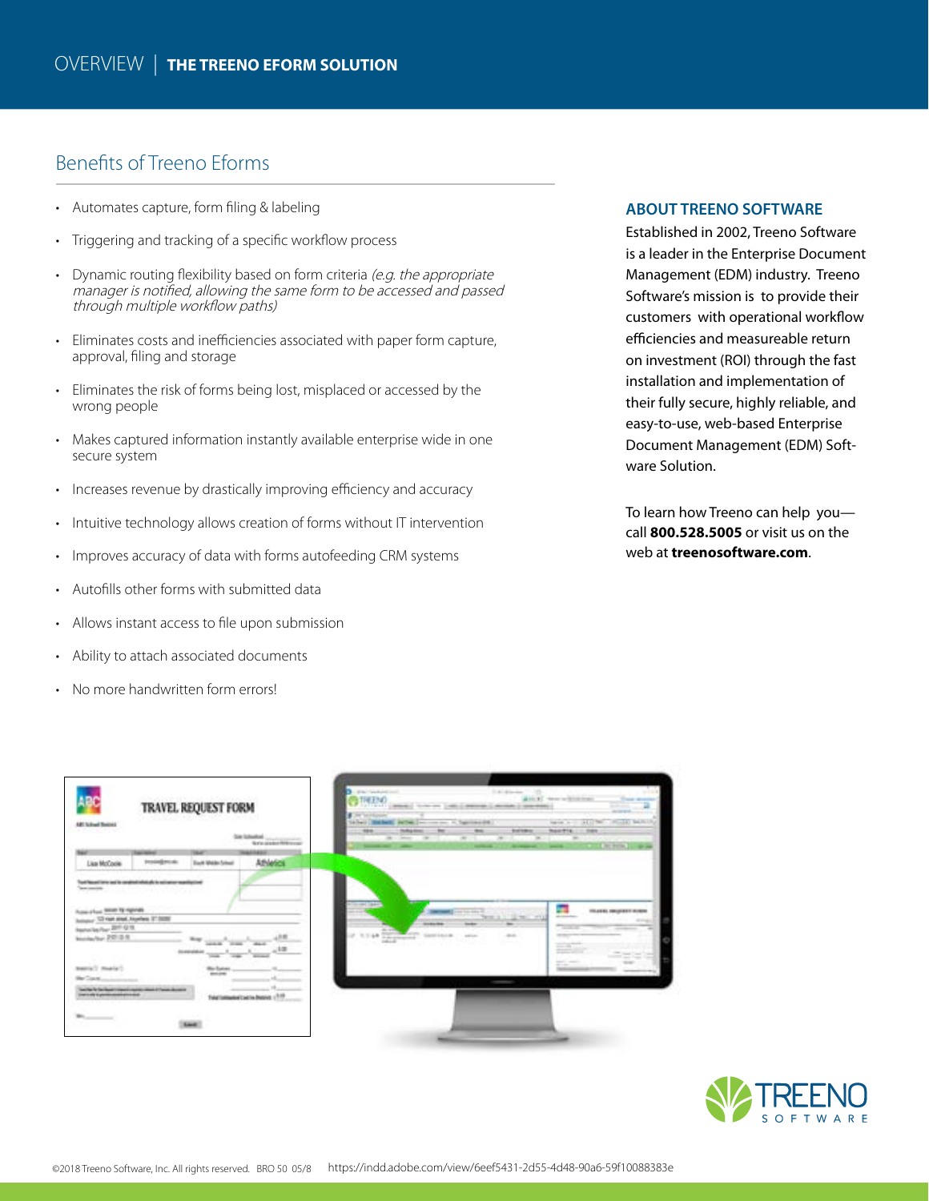# OVERVIEW | THE TREENO EFORM SOLUTION

## Benefits of Treeno Eforms

- Automates capture, form filing & labeling
- Triggering and tracking of a specific workflow process
- Dynamic routing flexibility based on form criteria *(e.g. the appropriate manager is notified, allowing the same form to be accessed and passed through multiple workflow paths)*
- Eliminates costs and inefficiencies associated with paper form capture, approval, filing and storage
- Eliminates the risk of forms being lost, misplaced or accessed by the wrong people
- Makes captured information instantly available enterprise wide in one secure system
- Increases revenue by drastically improving efficiency and accuracy
- Intuitive technology allows creation of forms without IT intervention
- Improves accuracy of data with forms autofeeding CRM systems
- Autofills other forms with submitted data
- Allows instant access to file upon submission
- Ability to attach associated documents
- No more handwritten form errors!

### ABOUT TREENO SOFTWARE

Established in 2002, Treeno Software is a leader in the Enterprise Document Management (EDM) industry. Treeno Software's mission is to provide their customers with operational workflow efficiencies and measureable return on investment (ROI) through the fast installation and implementation of their fully secure, highly reliable, and easy-to-use, web-based Enterprise Document Management (EDM) Software Solution.

To learn how Treeno can help you—call **800.528.5005** or visit us on the web at **treenosoftware.com**.

©2018 Treeno Software, Inc. All rights reserved. BRO 50 05/8 https://indd.adobe.com/view/6eef5431-2d55-4d48-90a6-59f10088383e